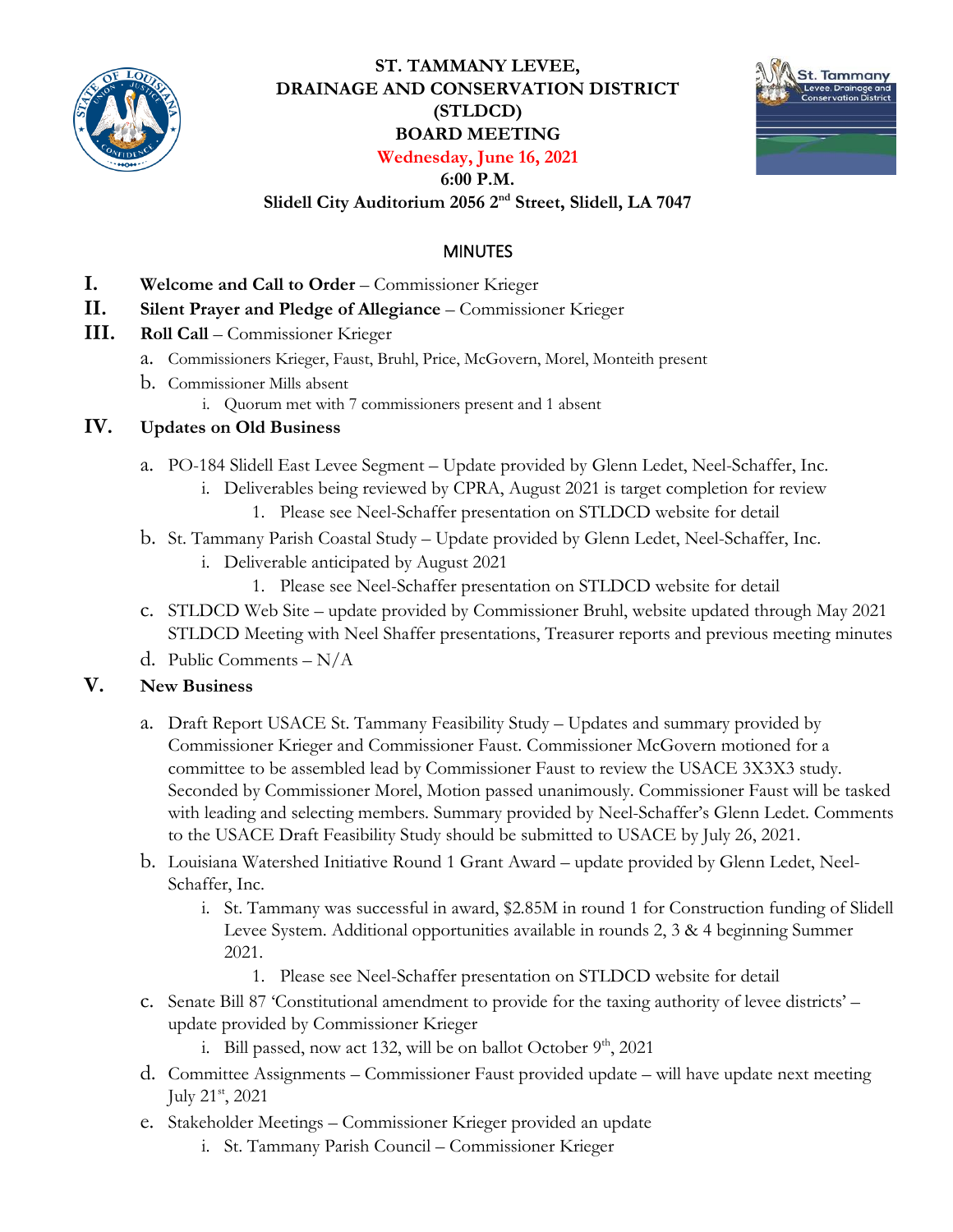**ST. TAMMANY LEVEE,**
**DRAINAGE AND CONSERVATION DISTRICT**
**(STLDCD)**
**BOARD MEETING**
**Wednesday, June 16, 2021**
**6:00 P.M.**
**Slidell City Auditorium 2056 2nd Street, Slidell, LA 7047**

## MINUTES

**I. Welcome and Call to Order** – Commissioner Krieger

**II. Silent Prayer and Pledge of Allegiance** – Commissioner Krieger

**III. Roll Call** – Commissioner Krieger

- a. Commissioners Krieger, Faust, Bruhl, Price, McGovern, Morel, Monteith present
- b. Commissioner Mills absent
    - i. Quorum met with 7 commissioners present and 1 absent

**IV. Updates on Old Business**

- a. PO-184 Slidell East Levee Segment – Update provided by Glenn Ledet, Neel-Schaffer, Inc.
    - i. Deliverables being reviewed by CPRA, August 2021 is target completion for review
        1. Please see Neel-Schaffer presentation on STLDCD website for detail
- b. St. Tammany Parish Coastal Study – Update provided by Glenn Ledet, Neel-Schaffer, Inc.
    - i. Deliverable anticipated by August 2021
        1. Please see Neel-Schaffer presentation on STLDCD website for detail
- c. STLDCD Web Site – update provided by Commissioner Bruhl, website updated through May 2021 STLDCD Meeting with Neel Shaffer presentations, Treasurer reports and previous meeting minutes
- d. Public Comments – N/A

**V. New Business**

- a. Draft Report USACE St. Tammany Feasibility Study – Updates and summary provided by Commissioner Krieger and Commissioner Faust. Commissioner McGovern motioned for a committee to be assembled lead by Commissioner Faust to review the USACE 3X3X3 study. Seconded by Commissioner Morel, Motion passed unanimously. Commissioner Faust will be tasked with leading and selecting members. Summary provided by Neel-Schaffer's Glenn Ledet. Comments to the USACE Draft Feasibility Study should be submitted to USACE by July 26, 2021.
- b. Louisiana Watershed Initiative Round 1 Grant Award – update provided by Glenn Ledet, Neel-Schaffer, Inc.
    - i. St. Tammany was successful in award, $2.85M in round 1 for Construction funding of Slidell Levee System. Additional opportunities available in rounds 2, 3 & 4 beginning Summer 2021.
        1. Please see Neel-Schaffer presentation on STLDCD website for detail
- c. Senate Bill 87 'Constitutional amendment to provide for the taxing authority of levee districts' – update provided by Commissioner Krieger
    - i. Bill passed, now act 132, will be on ballot October 9th, 2021
- d. Committee Assignments – Commissioner Faust provided update – will have update next meeting July 21st, 2021
- e. Stakeholder Meetings – Commissioner Krieger provided an update
    - i. St. Tammany Parish Council – Commissioner Krieger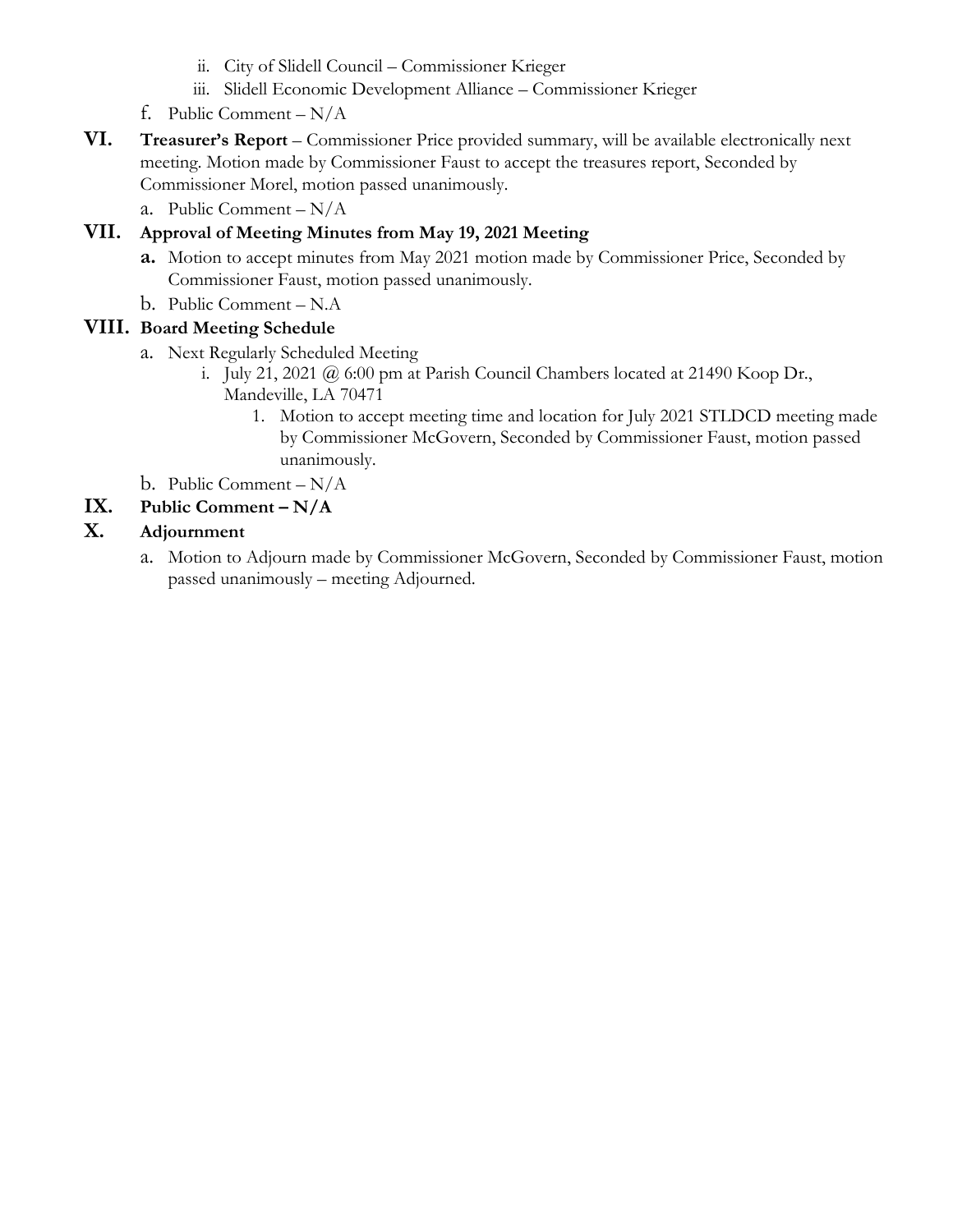- ii. City of Slidell Council – Commissioner Krieger
   - iii. Slidell Economic Development Alliance – Commissioner Krieger

f. Public Comment – N/A

**VI. Treasurer's Report** – Commissioner Price provided summary, will be available electronically next meeting. Motion made by Commissioner Faust to accept the treasures report, Seconded by Commissioner Morel, motion passed unanimously.

   a. Public Comment – N/A

**VII. Approval of Meeting Minutes from May 19, 2021 Meeting**

   **a.** Motion to accept minutes from May 2021 motion made by Commissioner Price, Seconded by Commissioner Faust, motion passed unanimously.

   b. Public Comment – N.A

**VIII. Board Meeting Schedule**

   a. Next Regularly Scheduled Meeting
      - i. July 21, 2021 @ 6:00 pm at Parish Council Chambers located at 21490 Koop Dr., Mandeville, LA 70471
         1. Motion to accept meeting time and location for July 2021 STLDCD meeting made by Commissioner McGovern, Seconded by Commissioner Faust, motion passed unanimously.

   b. Public Comment – N/A

**IX. Public Comment – N/A**

**X. Adjournment**

   a. Motion to Adjourn made by Commissioner McGovern, Seconded by Commissioner Faust, motion passed unanimously – meeting Adjourned.